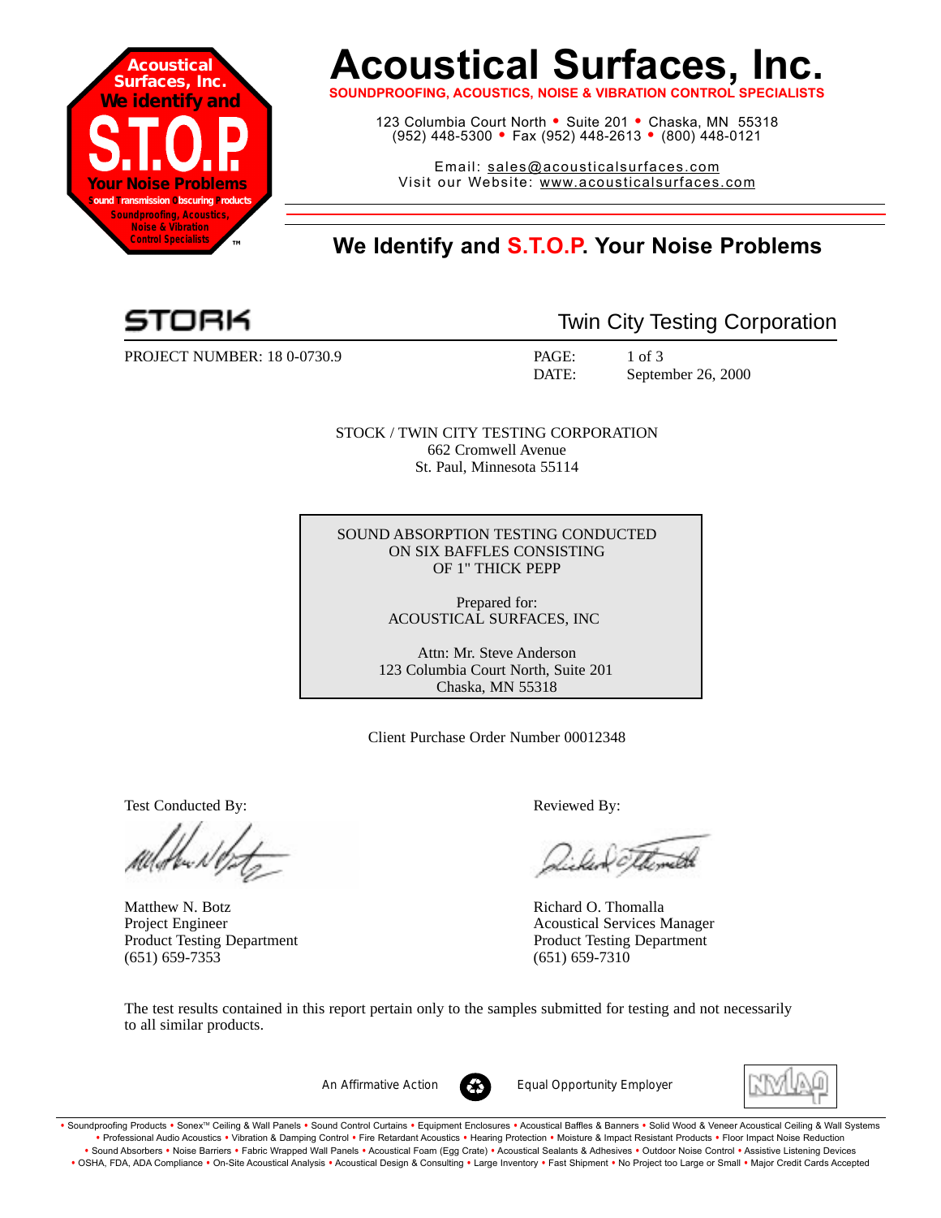# Acoustical Surfaces, Inc.

**SOUNDPROOFING, ACOUSTICS, NOISE & VIBRATION CONTROL SPECIALISTS**

123 Columbia Court North • Suite 201 • Chaska, MN 55318
(952) 448-5300 • Fax (952) 448-2613 • (800) 448-0121

Email: sales@acousticalsurfaces.com
Visit our Website: www.acousticalsurfaces.com

## We Identify and S.T.O.P. Your Noise Problems

STORK — Twin City Testing Corporation

PROJECT NUMBER: 18 0-0730.9

PAGE: 1 of 3
DATE: September 26, 2000

STOCK / TWIN CITY TESTING CORPORATION
662 Cromwell Avenue
St. Paul, Minnesota 55114

SOUND ABSORPTION TESTING CONDUCTED
ON SIX BAFFLES CONSISTING
OF 1" THICK PEPP

Prepared for:
ACOUSTICAL SURFACES, INC

Attn: Mr. Steve Anderson
123 Columbia Court North, Suite 201
Chaska, MN 55318

Client Purchase Order Number 00012348

Test Conducted By:

Matthew N. Botz
Project Engineer
Product Testing Department
(651) 659-7353

Reviewed By:

Richard O. Thomalla
Acoustical Services Manager
Product Testing Department
(651) 659-7310

The test results contained in this report pertain only to the samples submitted for testing and not necessarily to all similar products.

An Affirmative Action Equal Opportunity Employer

• Soundproofing Products • Sonex™ Ceiling & Wall Panels • Sound Control Curtains • Equipment Enclosures • Acoustical Baffles & Banners • Solid Wood & Veneer Acoustical Ceiling & Wall Systems • Professional Audio Acoustics • Vibration & Damping Control • Fire Retardant Acoustics • Hearing Protection • Moisture & Impact Resistant Products • Floor Impact Noise Reduction • Sound Absorbers • Noise Barriers • Fabric Wrapped Wall Panels • Acoustical Foam (Egg Crate) • Acoustical Sealants & Adhesives • Outdoor Noise Control • Assistive Listening Devices • OSHA, FDA, ADA Compliance • On-Site Acoustical Analysis • Acoustical Design & Consulting • Large Inventory • Fast Shipment • No Project too Large or Small • Major Credit Cards Accepted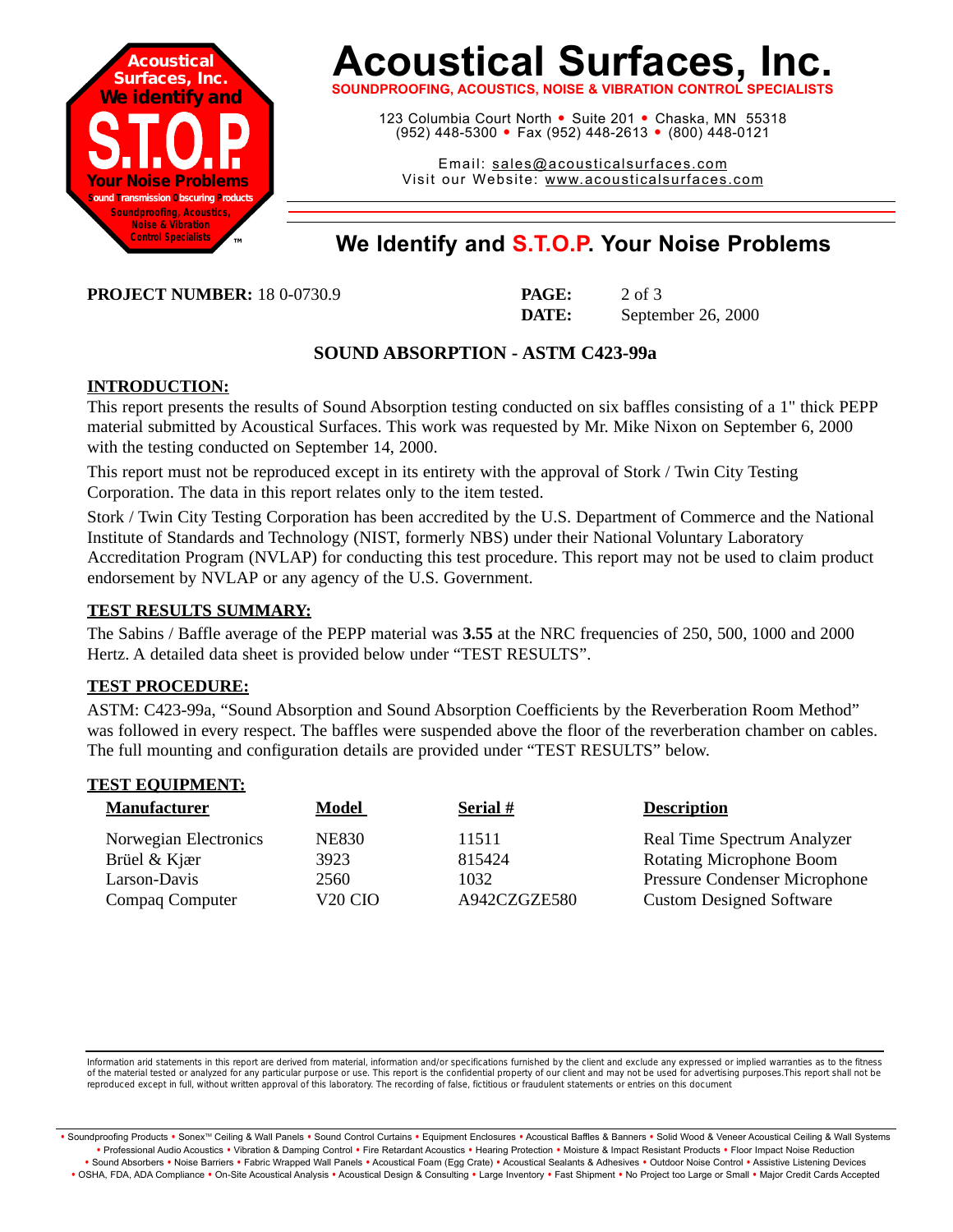# Acoustical Surfaces, Inc.

**SOUNDPROOFING, ACOUSTICS, NOISE & VIBRATION CONTROL SPECIALISTS**

123 Columbia Court North • Suite 201 • Chaska, MN 55318
(952) 448-5300 • Fax (952) 448-2613 • (800) 448-0121

Email: sales@acousticalsurfaces.com
Visit our Website: www.acousticalsurfaces.com

## We Identify and S.T.O.P. Your Noise Problems

**PROJECT NUMBER:** 18 0-0730.9

**PAGE:** 2 of 3
**DATE:** September 26, 2000

## SOUND ABSORPTION - ASTM C423-99a

### INTRODUCTION:

This report presents the results of Sound Absorption testing conducted on six baffles consisting of a 1" thick PEPP material submitted by Acoustical Surfaces. This work was requested by Mr. Mike Nixon on September 6, 2000 with the testing conducted on September 14, 2000.

This report must not be reproduced except in its entirety with the approval of Stork / Twin City Testing Corporation. The data in this report relates only to the item tested.

Stork / Twin City Testing Corporation has been accredited by the U.S. Department of Commerce and the National Institute of Standards and Technology (NIST, formerly NBS) under their National Voluntary Laboratory Accreditation Program (NVLAP) for conducting this test procedure. This report may not be used to claim product endorsement by NVLAP or any agency of the U.S. Government.

### TEST RESULTS SUMMARY:

The Sabins / Baffle average of the PEPP material was **3.55** at the NRC frequencies of 250, 500, 1000 and 2000 Hertz. A detailed data sheet is provided below under "TEST RESULTS".

### TEST PROCEDURE:

ASTM: C423-99a, "Sound Absorption and Sound Absorption Coefficients by the Reverberation Room Method" was followed in every respect. The baffles were suspended above the floor of the reverberation chamber on cables. The full mounting and configuration details are provided under "TEST RESULTS" below.

### TEST EQUIPMENT:

| Manufacturer | Model | Serial # | Description |
|---|---|---|---|
| Norwegian Electronics | NE830 | 11511 | Real Time Spectrum Analyzer |
| Brüel & Kjær | 3923 | 815424 | Rotating Microphone Boom |
| Larson-Davis | 2560 | 1032 | Pressure Condenser Microphone |
| Compaq Computer | V20 CIO | A942CZGZE580 | Custom Designed Software |

Information arid statements in this report are derived from material, information and/or specifications furnished by the client and exclude any expressed or implied warranties as to the fitness of the material tested or analyzed for any particular purpose or use. This report is the confidential property of our client and may not be used for advertising purposes.This report shall not be reproduced except in full, without written approval of this laboratory. The recording of false, fictitious or fraudulent statements or entries on this document

• Soundproofing Products • Sonex™ Ceiling & Wall Panels • Sound Control Curtains • Equipment Enclosures • Acoustical Baffles & Banners • Solid Wood & Veneer Acoustical Ceiling & Wall Systems • Professional Audio Acoustics • Vibration & Damping Control • Fire Retardant Acoustics • Hearing Protection • Moisture & Impact Resistant Products • Floor Impact Noise Reduction • Sound Absorbers • Noise Barriers • Fabric Wrapped Wall Panels • Acoustical Foam (Egg Crate) • Acoustical Sealants & Adhesives • Outdoor Noise Control • Assistive Listening Devices • OSHA, FDA, ADA Compliance • On-Site Acoustical Analysis • Acoustical Design & Consulting • Large Inventory • Fast Shipment • No Project too Large or Small • Major Credit Cards Accepted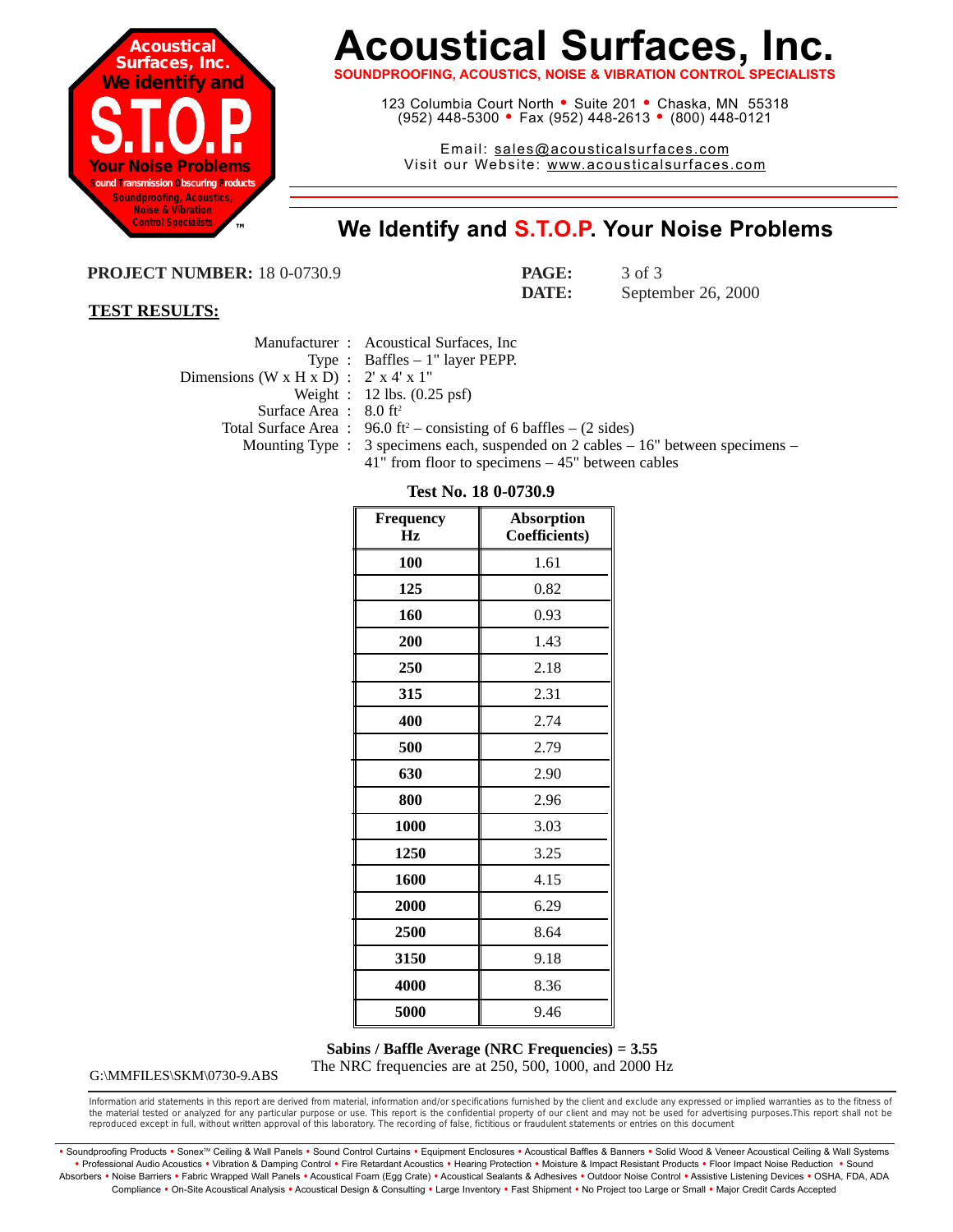# Acoustical Surfaces, Inc.

**SOUNDPROOFING, ACOUSTICS, NOISE & VIBRATION CONTROL SPECIALISTS**

123 Columbia Court North • Suite 201 • Chaska, MN 55318
(952) 448-5300 • Fax (952) 448-2613 • (800) 448-0121

Email: sales@acousticalsurfaces.com
Visit our Website: www.acousticalsurfaces.com

## We Identify and S.T.O.P. Your Noise Problems

**PROJECT NUMBER:** 18 0-0730.9

**PAGE:** 3 of 3
**DATE:** September 26, 2000

**TEST RESULTS:**

Manufacturer : Acoustical Surfaces, Inc
Type : Baffles – 1" layer PEPP.
Dimensions (W x H x D) : 2' x 4' x 1"
Weight : 12 lbs. (0.25 psf)
Surface Area : 8.0 ft²
Total Surface Area : 96.0 ft² – consisting of 6 baffles – (2 sides)
Mounting Type : 3 specimens each, suspended on 2 cables – 16" between specimens – 41" from floor to specimens – 45" between cables

**Test No. 18 0-0730.9**

| Frequency Hz | Absorption Coefficients) |
|---|---|
| **100** | 1.61 |
| **125** | 0.82 |
| **160** | 0.93 |
| **200** | 1.43 |
| **250** | 2.18 |
| **315** | 2.31 |
| **400** | 2.74 |
| **500** | 2.79 |
| **630** | 2.90 |
| **800** | 2.96 |
| **1000** | 3.03 |
| **1250** | 3.25 |
| **1600** | 4.15 |
| **2000** | 6.29 |
| **2500** | 8.64 |
| **3150** | 9.18 |
| **4000** | 8.36 |
| **5000** | 9.46 |

**Sabins / Baffle Average (NRC Frequencies) = 3.55**
The NRC frequencies are at 250, 500, 1000, and 2000 Hz

G:\MMFILES\SKM\0730-9.ABS

Information arid statements in this report are derived from material, information and/or specifications furnished by the client and exclude any expressed or implied warranties as to the fitness of the material tested or analyzed for any particular purpose or use. This report is the confidential property of our client and may not be used for advertising purposes.This report shall not be reproduced except in full, without written approval of this laboratory. The recording of false, fictitious or fraudulent statements or entries on this document

• Soundproofing Products • Sonex™ Ceiling & Wall Panels • Sound Control Curtains • Equipment Enclosures • Acoustical Baffles & Banners • Solid Wood & Veneer Acoustical Ceiling & Wall Systems • Professional Audio Acoustics • Vibration & Damping Control • Fire Retardant Acoustics • Hearing Protection • Moisture & Impact Resistant Products • Floor Impact Noise Reduction • Sound Absorbers • Noise Barriers • Fabric Wrapped Wall Panels • Acoustical Foam (Egg Crate) • Acoustical Sealants & Adhesives • Outdoor Noise Control • Assistive Listening Devices • OSHA, FDA, ADA Compliance • On-Site Acoustical Analysis • Acoustical Design & Consulting • Large Inventory • Fast Shipment • No Project too Large or Small • Major Credit Cards Accepted